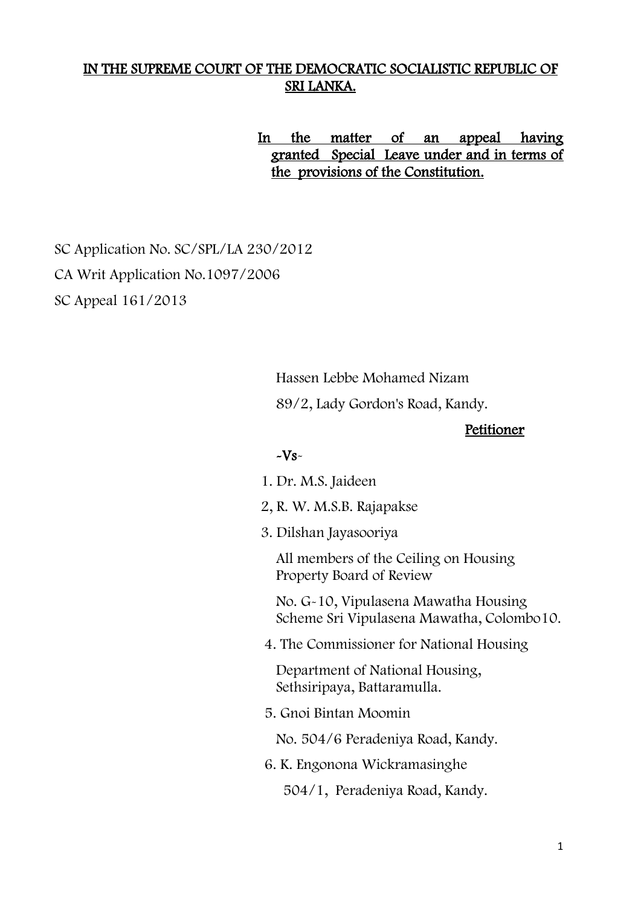**IN THE SUPREME COURT OF THE DEMOCRATIC SOCIALISTIC REPUBLIC OF SRI LANKA.**

**In the matter of an appeal having granted Special Leave under and in terms of the provisions of the Constitution.**

SC Application No. SC/SPL/LA 230/2012

CA Writ Application No.1097/2006

SC Appeal 161/2013

Hassen Lebbe Mohamed Nizam

89/2, Lady Gordon's Road, Kandy.

**Petitioner**

-Vs-

1. Dr. M.S. Jaideen

2, R. W. M.S.B. Rajapakse

3. Dilshan Jayasooriya

All members of the Ceiling on Housing Property Board of Review

No. G-10, Vipulasena Mawatha Housing Scheme Sri Vipulasena Mawatha, Colombo10.

4. The Commissioner for National Housing

Department of National Housing, Sethsiripaya, Battaramulla.

5. Gnoi Bintan Moomin

No. 504/6 Peradeniya Road, Kandy.

6. K. Engonona Wickramasinghe

504/1, Peradeniya Road, Kandy.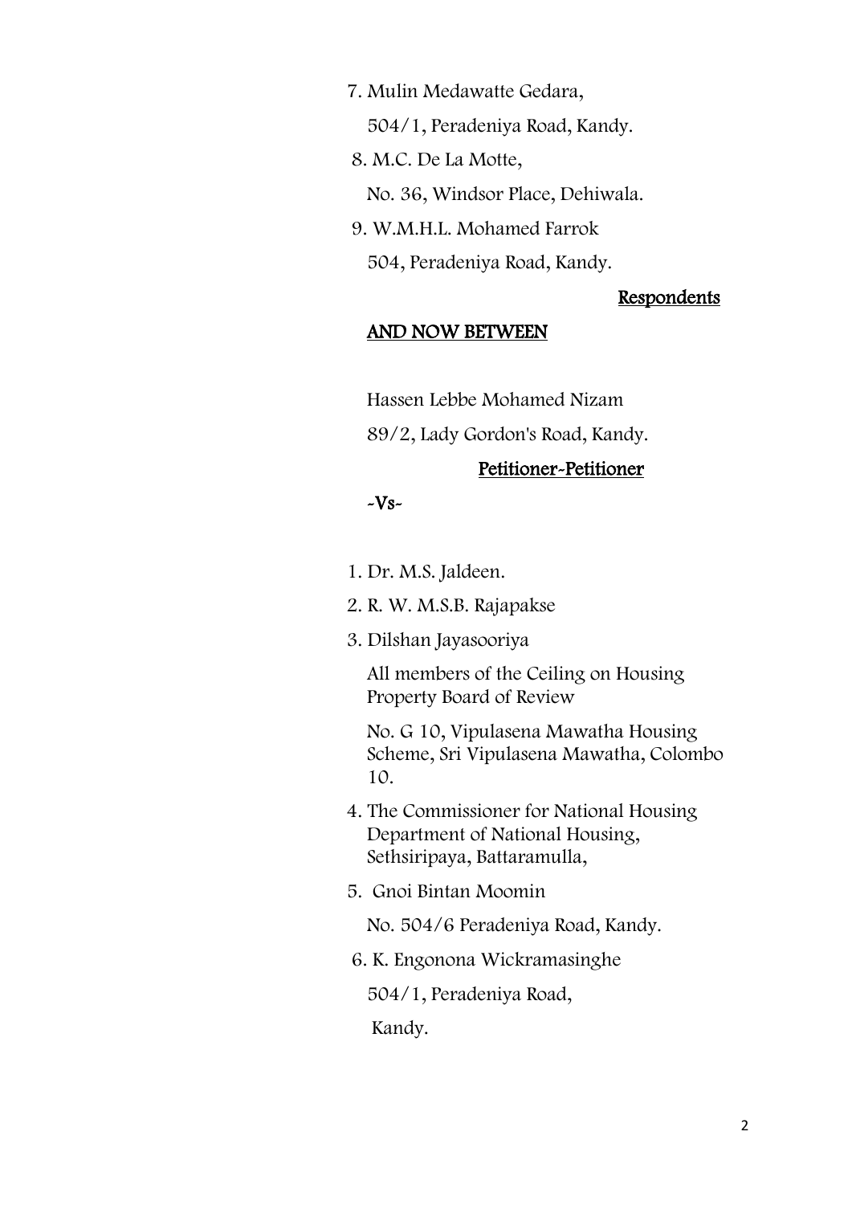7. Mulin Medawatte Gedara,

   504/1, Peradeniya Road, Kandy.

8. M.C. De La Motte,

   No. 36, Windsor Place, Dehiwala.

9. W.M.H.L. Mohamed Farrok

   504, Peradeniya Road, Kandy.

<u>Respondents</u>

<u>AND NOW BETWEEN</u>

Hassen Lebbe Mohamed Nizam

89/2, Lady Gordon's Road, Kandy.

<u>Petitioner-Petitioner</u>

-Vs-

1. Dr. M.S. Jaldeen.
2. R. W. M.S.B. Rajapakse
3. Dilshan Jayasooriya

   All members of the Ceiling on Housing Property Board of Review

   No. G 10, Vipulasena Mawatha Housing Scheme, Sri Vipulasena Mawatha, Colombo 10.

4. The Commissioner for National Housing Department of National Housing, Sethsiripaya, Battaramulla,
5. Gnoi Bintan Moomin

   No. 504/6 Peradeniya Road, Kandy.

6. K. Engonona Wickramasinghe

   504/1, Peradeniya Road,

   Kandy.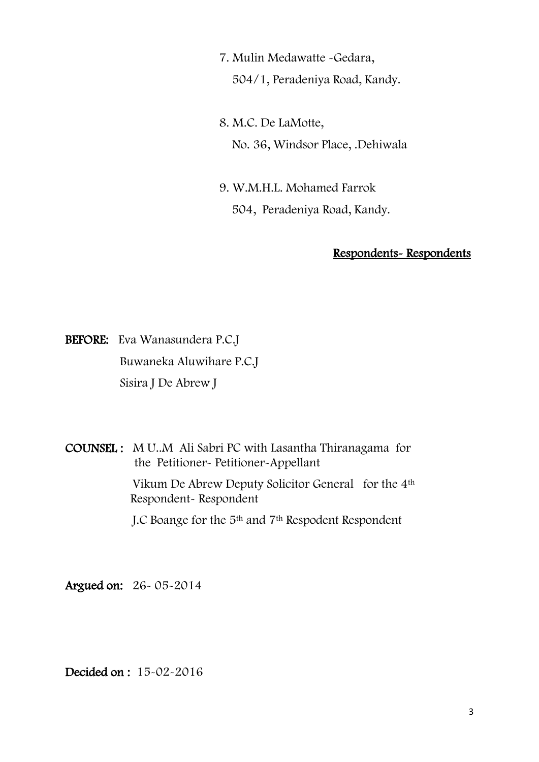7. Mulin Medawatte -Gedara,
   504/1, Peradeniya Road, Kandy.

8. M.C. De LaMotte,
   No. 36, Windsor Place, .Dehiwala

9. W.M.H.L. Mohamed Farrok
   504, Peradeniya Road, Kandy.

<u>**Respondents- Respondents**</u>

**BEFORE:** Eva Wanasundera P.C.J
Buwaneka Aluwihare P.C.J
Sisira J De Abrew J

**COUNSEL :** M U..M Ali Sabri PC with Lasantha Thiranagama for the Petitioner- Petitioner-Appellant

Vikum De Abrew Deputy Solicitor General for the 4th Respondent- Respondent

J.C Boange for the 5th and 7th Respodent Respondent

**Argued on:** 26- 05-2014

**Decided on :** 15-02-2016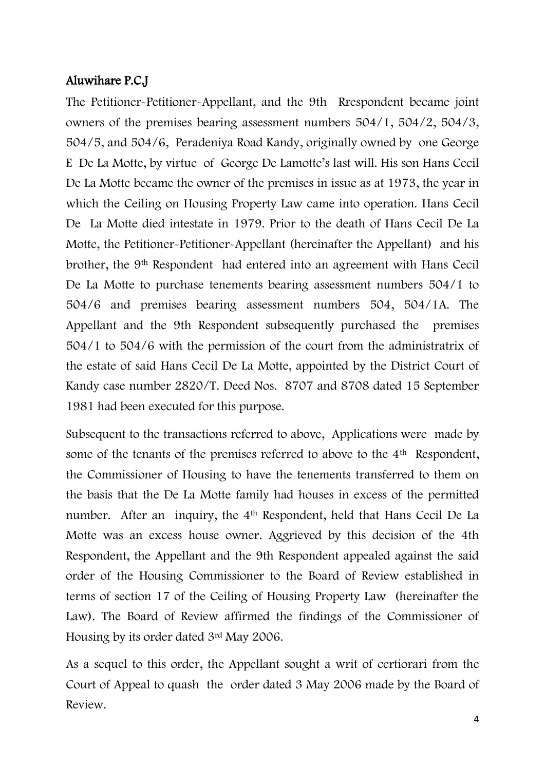## Aluwihare P.C.J

The Petitioner-Petitioner-Appellant, and the 9th Rrespondent became joint owners of the premises bearing assessment numbers 504/1, 504/2, 504/3, 504/5, and 504/6, Peradeniya Road Kandy, originally owned by one George E De La Motte, by virtue of George De Lamotte's last will. His son Hans Cecil De La Motte became the owner of the premises in issue as at 1973, the year in which the Ceiling on Housing Property Law came into operation. Hans Cecil De La Motte died intestate in 1979. Prior to the death of Hans Cecil De La Motte, the Petitioner-Petitioner-Appellant (hereinafter the Appellant) and his brother, the 9th Respondent had entered into an agreement with Hans Cecil De La Motte to purchase tenements bearing assessment numbers 504/1 to 504/6 and premises bearing assessment numbers 504, 504/1A. The Appellant and the 9th Respondent subsequently purchased the premises 504/1 to 504/6 with the permission of the court from the administratrix of the estate of said Hans Cecil De La Motte, appointed by the District Court of Kandy case number 2820/T. Deed Nos. 8707 and 8708 dated 15 September 1981 had been executed for this purpose.

Subsequent to the transactions referred to above, Applications were made by some of the tenants of the premises referred to above to the 4th Respondent, the Commissioner of Housing to have the tenements transferred to them on the basis that the De La Motte family had houses in excess of the permitted number. After an inquiry, the 4th Respondent, held that Hans Cecil De La Motte was an excess house owner. Aggrieved by this decision of the 4th Respondent, the Appellant and the 9th Respondent appealed against the said order of the Housing Commissioner to the Board of Review established in terms of section 17 of the Ceiling of Housing Property Law (hereinafter the Law). The Board of Review affirmed the findings of the Commissioner of Housing by its order dated 3rd May 2006.

As a sequel to this order, the Appellant sought a writ of certiorari from the Court of Appeal to quash the order dated 3 May 2006 made by the Board of Review.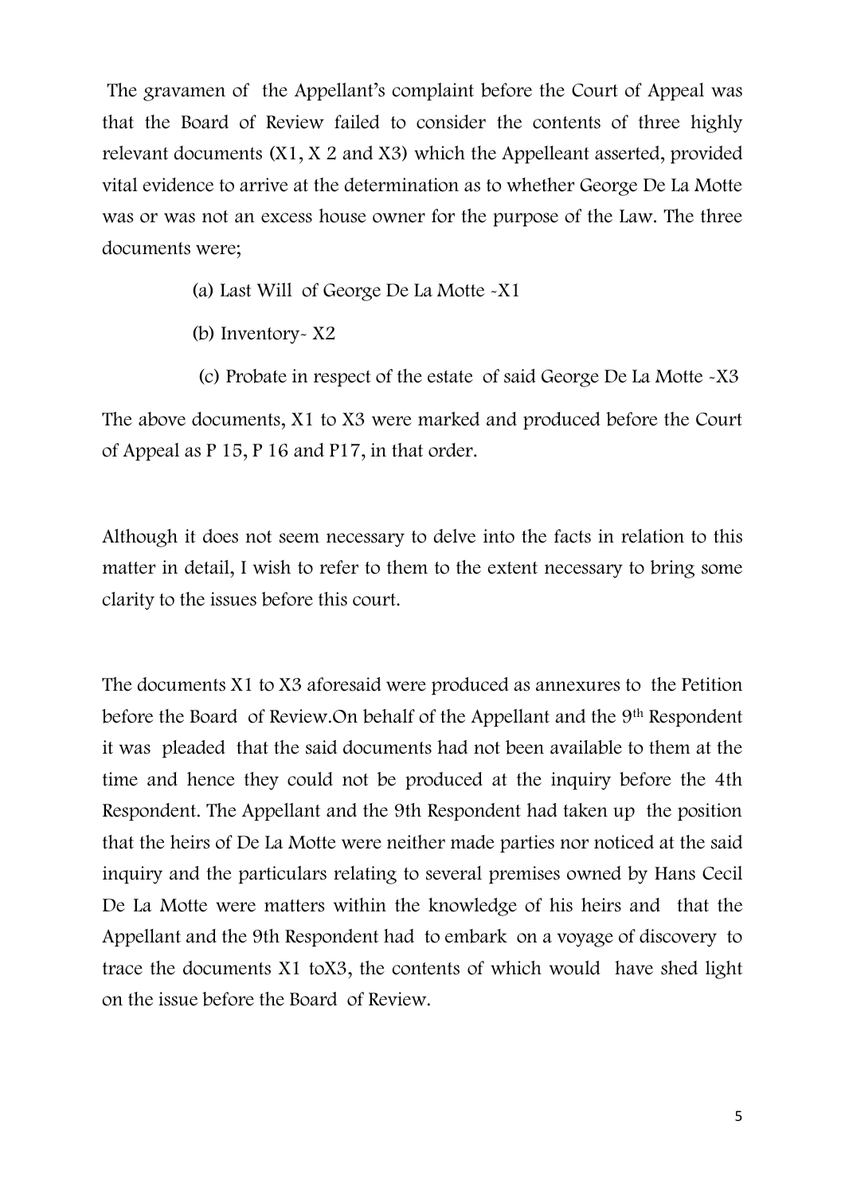The gravamen of the Appellant's complaint before the Court of Appeal was that the Board of Review failed to consider the contents of three highly relevant documents (X1, X 2 and X3) which the Appelleant asserted, provided vital evidence to arrive at the determination as to whether George De La Motte was or was not an excess house owner for the purpose of the Law. The three documents were;

(a) Last Will of George De La Motte -X1

(b) Inventory- X2

(c) Probate in respect of the estate of said George De La Motte -X3

The above documents, X1 to X3 were marked and produced before the Court of Appeal as P 15, P 16 and P17, in that order.

Although it does not seem necessary to delve into the facts in relation to this matter in detail, I wish to refer to them to the extent necessary to bring some clarity to the issues before this court.

The documents X1 to X3 aforesaid were produced as annexures to the Petition before the Board of Review.On behalf of the Appellant and the 9th Respondent it was pleaded that the said documents had not been available to them at the time and hence they could not be produced at the inquiry before the 4th Respondent. The Appellant and the 9th Respondent had taken up the position that the heirs of De La Motte were neither made parties nor noticed at the said inquiry and the particulars relating to several premises owned by Hans Cecil De La Motte were matters within the knowledge of his heirs and that the Appellant and the 9th Respondent had to embark on a voyage of discovery to trace the documents X1 toX3, the contents of which would have shed light on the issue before the Board of Review.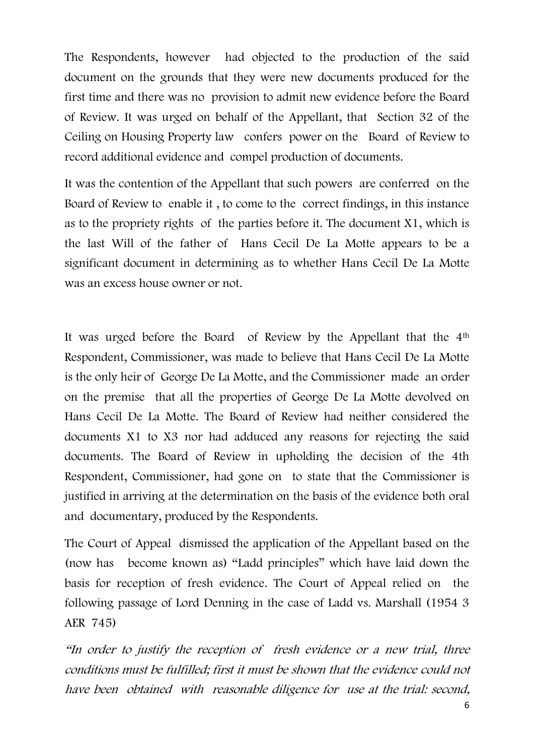The Respondents, however had objected to the production of the said document on the grounds that they were new documents produced for the first time and there was no provision to admit new evidence before the Board of Review. It was urged on behalf of the Appellant, that Section 32 of the Ceiling on Housing Property law confers power on the Board of Review to record additional evidence and compel production of documents.

It was the contention of the Appellant that such powers are conferred on the Board of Review to enable it , to come to the correct findings, in this instance as to the propriety rights of the parties before it. The document X1, which is the last Will of the father of Hans Cecil De La Motte appears to be a significant document in determining as to whether Hans Cecil De La Motte was an excess house owner or not.

It was urged before the Board of Review by the Appellant that the 4th Respondent, Commissioner, was made to believe that Hans Cecil De La Motte is the only heir of George De La Motte, and the Commissioner made an order on the premise that all the properties of George De La Motte devolved on Hans Cecil De La Motte. The Board of Review had neither considered the documents X1 to X3 nor had adduced any reasons for rejecting the said documents. The Board of Review in upholding the decision of the 4th Respondent, Commissioner, had gone on to state that the Commissioner is justified in arriving at the determination on the basis of the evidence both oral and documentary, produced by the Respondents.

The Court of Appeal dismissed the application of the Appellant based on the (now has become known as) "Ladd principles" which have laid down the basis for reception of fresh evidence. The Court of Appeal relied on the following passage of Lord Denning in the case of Ladd vs. Marshall (1954 3 AER 745)

*"In order to justify the reception of fresh evidence or a new trial, three conditions must be fulfilled; first it must be shown that the evidence could not have been obtained with reasonable diligence for use at the trial: second,*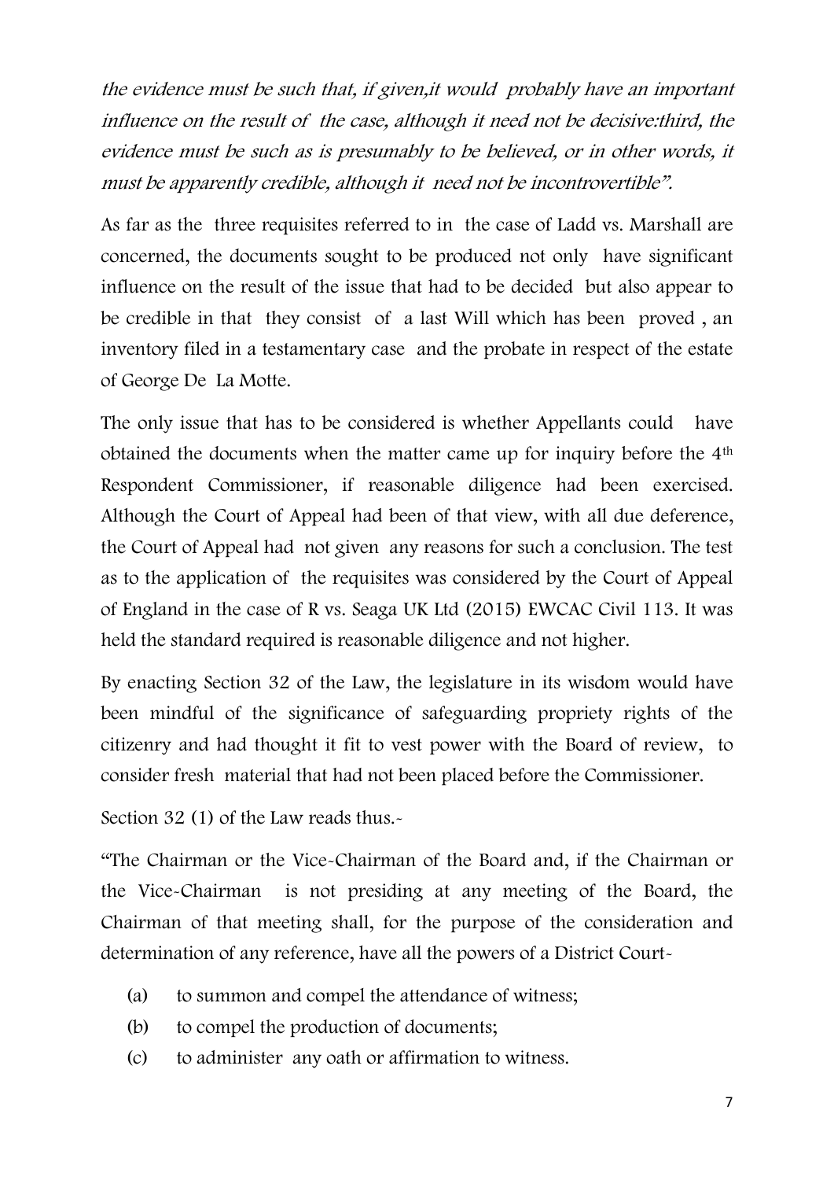*the evidence must be such that, if given,it would probably have an important influence on the result of the case, although it need not be decisive:third, the evidence must be such as is presumably to be believed, or in other words, it must be apparently credible, although it need not be incontrovertible".*

As far as the three requisites referred to in the case of Ladd vs. Marshall are concerned, the documents sought to be produced not only have significant influence on the result of the issue that had to be decided but also appear to be credible in that they consist of a last Will which has been proved , an inventory filed in a testamentary case and the probate in respect of the estate of George De La Motte.

The only issue that has to be considered is whether Appellants could have obtained the documents when the matter came up for inquiry before the 4th Respondent Commissioner, if reasonable diligence had been exercised. Although the Court of Appeal had been of that view, with all due deference, the Court of Appeal had not given any reasons for such a conclusion. The test as to the application of the requisites was considered by the Court of Appeal of England in the case of R vs. Seaga UK Ltd (2015) EWCAC Civil 113. It was held the standard required is reasonable diligence and not higher.

By enacting Section 32 of the Law, the legislature in its wisdom would have been mindful of the significance of safeguarding propriety rights of the citizenry and had thought it fit to vest power with the Board of review, to consider fresh material that had not been placed before the Commissioner.

Section 32 (1) of the Law reads thus.-

"The Chairman or the Vice-Chairman of the Board and, if the Chairman or the Vice-Chairman is not presiding at any meeting of the Board, the Chairman of that meeting shall, for the purpose of the consideration and determination of any reference, have all the powers of a District Court-

(a) to summon and compel the attendance of witness;

(b) to compel the production of documents;

(c) to administer any oath or affirmation to witness.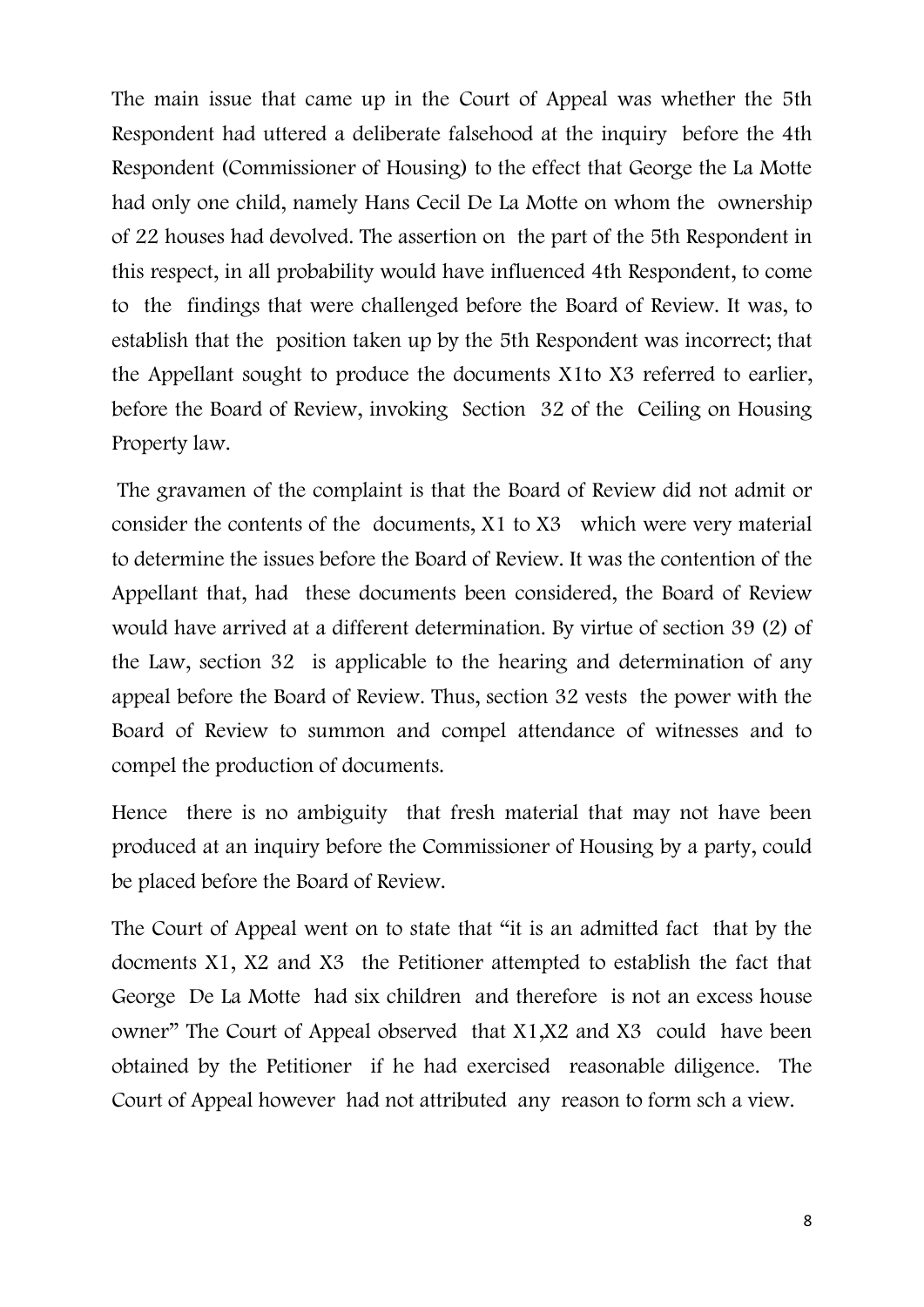The main issue that came up in the Court of Appeal was whether the 5th Respondent had uttered a deliberate falsehood at the inquiry before the 4th Respondent (Commissioner of Housing) to the effect that George the La Motte had only one child, namely Hans Cecil De La Motte on whom the ownership of 22 houses had devolved. The assertion on the part of the 5th Respondent in this respect, in all probability would have influenced 4th Respondent, to come to the findings that were challenged before the Board of Review. It was, to establish that the position taken up by the 5th Respondent was incorrect; that the Appellant sought to produce the documents X1to X3 referred to earlier, before the Board of Review, invoking Section 32 of the Ceiling on Housing Property law.

The gravamen of the complaint is that the Board of Review did not admit or consider the contents of the documents, X1 to X3 which were very material to determine the issues before the Board of Review. It was the contention of the Appellant that, had these documents been considered, the Board of Review would have arrived at a different determination. By virtue of section 39 (2) of the Law, section 32 is applicable to the hearing and determination of any appeal before the Board of Review. Thus, section 32 vests the power with the Board of Review to summon and compel attendance of witnesses and to compel the production of documents.

Hence there is no ambiguity that fresh material that may not have been produced at an inquiry before the Commissioner of Housing by a party, could be placed before the Board of Review.

The Court of Appeal went on to state that "it is an admitted fact that by the docments X1, X2 and X3 the Petitioner attempted to establish the fact that George De La Motte had six children and therefore is not an excess house owner" The Court of Appeal observed that X1,X2 and X3 could have been obtained by the Petitioner if he had exercised reasonable diligence. The Court of Appeal however had not attributed any reason to form sch a view.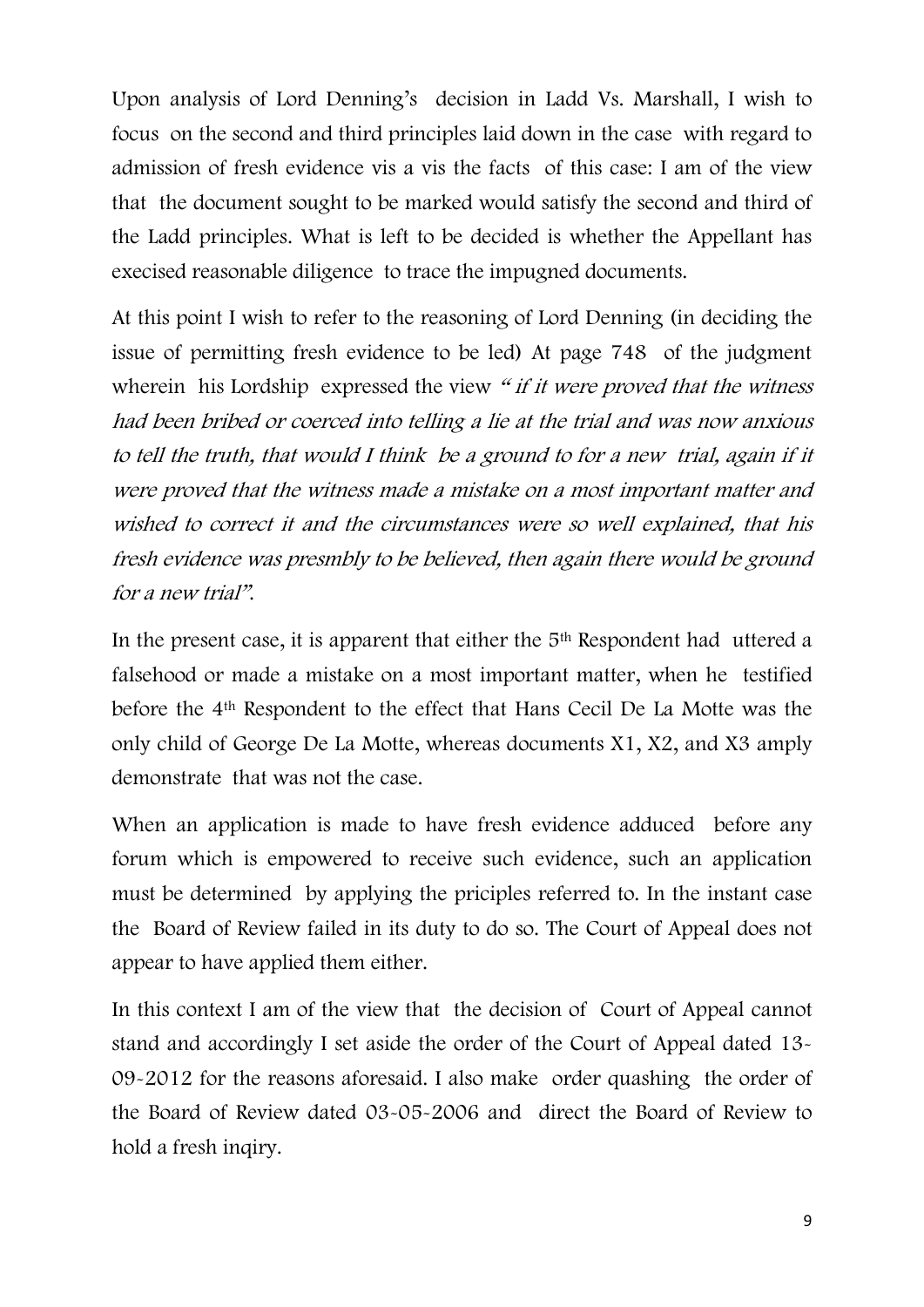Upon analysis of Lord Denning's decision in Ladd Vs. Marshall, I wish to focus on the second and third principles laid down in the case with regard to admission of fresh evidence vis a vis the facts of this case: I am of the view that the document sought to be marked would satisfy the second and third of the Ladd principles. What is left to be decided is whether the Appellant has execised reasonable diligence to trace the impugned documents.

At this point I wish to refer to the reasoning of Lord Denning (in deciding the issue of permitting fresh evidence to be led) At page 748 of the judgment wherein his Lordship expressed the view *" if it were proved that the witness had been bribed or coerced into telling a lie at the trial and was now anxious to tell the truth, that would I think be a ground to for a new trial, again if it were proved that the witness made a mistake on a most important matter and wished to correct it and the circumstances were so well explained, that his fresh evidence was presmbly to be believed, then again there would be ground for a new trial".*

In the present case, it is apparent that either the 5th Respondent had uttered a falsehood or made a mistake on a most important matter, when he testified before the 4th Respondent to the effect that Hans Cecil De La Motte was the only child of George De La Motte, whereas documents X1, X2, and X3 amply demonstrate that was not the case.

When an application is made to have fresh evidence adduced before any forum which is empowered to receive such evidence, such an application must be determined by applying the priciples referred to. In the instant case the Board of Review failed in its duty to do so. The Court of Appeal does not appear to have applied them either.

In this context I am of the view that the decision of Court of Appeal cannot stand and accordingly I set aside the order of the Court of Appeal dated 13-09-2012 for the reasons aforesaid. I also make order quashing the order of the Board of Review dated 03-05-2006 and direct the Board of Review to hold a fresh inqiry.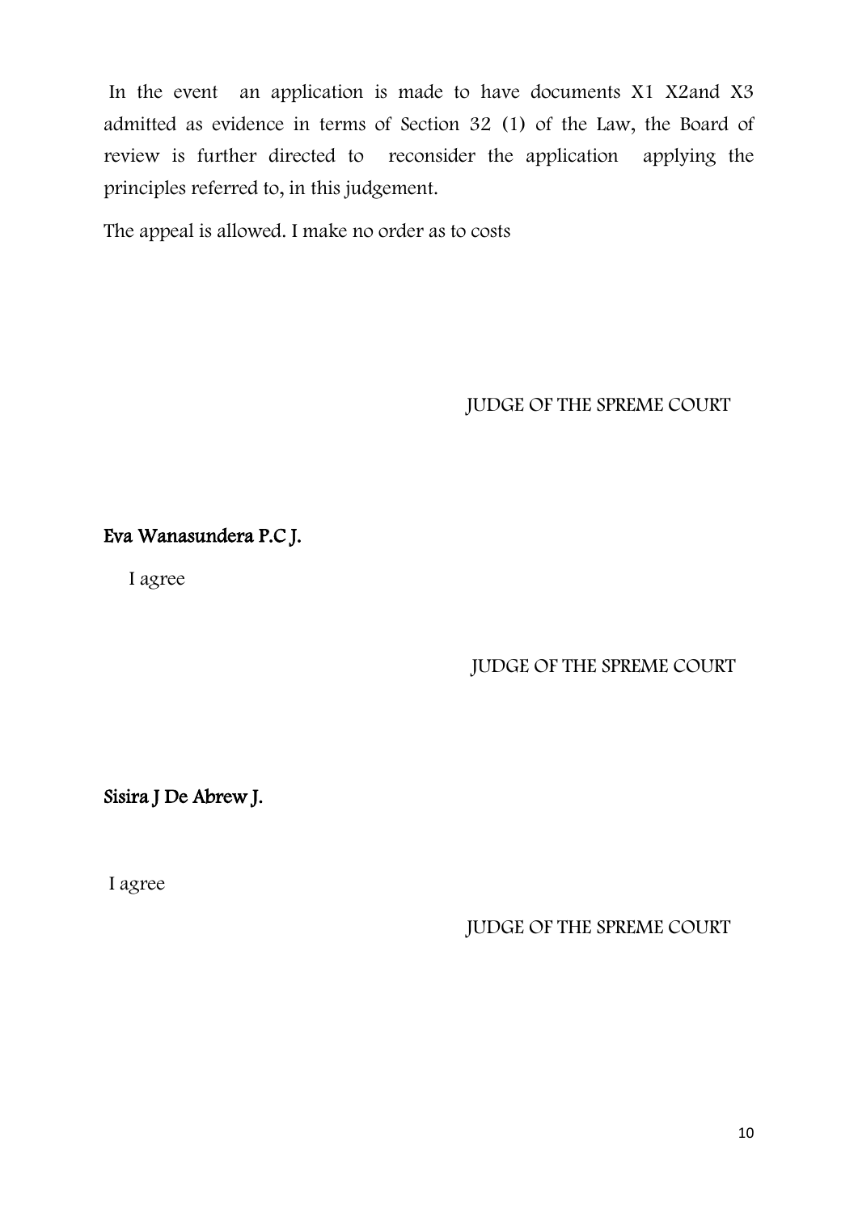In the event an application is made to have documents X1 X2and X3 admitted as evidence in terms of Section 32 (1) of the Law, the Board of review is further directed to reconsider the application applying the principles referred to, in this judgement.

The appeal is allowed. I make no order as to costs

JUDGE OF THE SPREME COURT

**Eva Wanasundera P.C J.**

I agree

JUDGE OF THE SPREME COURT

**Sisira J De Abrew J.**

I agree

JUDGE OF THE SPREME COURT